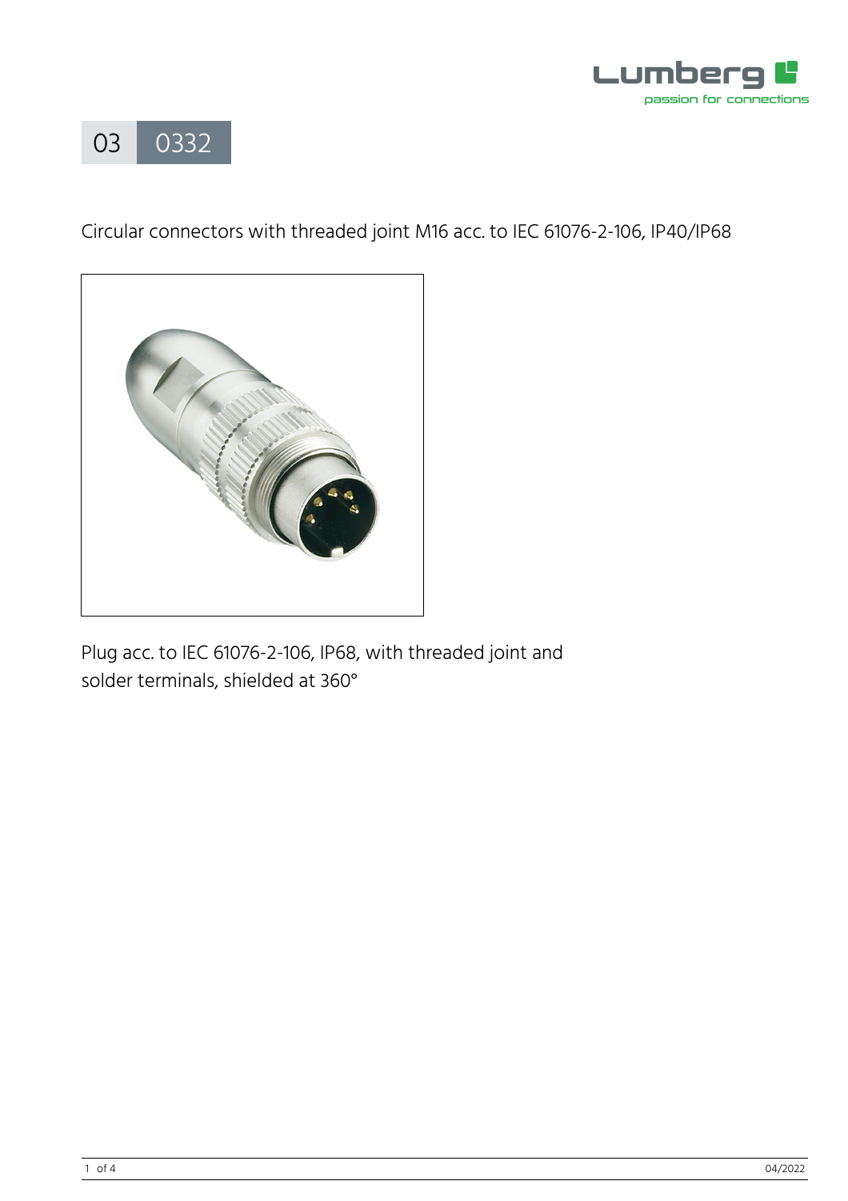# 03 0332

Circular connectors with threaded joint M16 acc. to IEC 61076-2-106, IP40/IP68

Plug acc. to IEC 61076-2-106, IP68, with threaded joint and solder terminals, shielded at 360°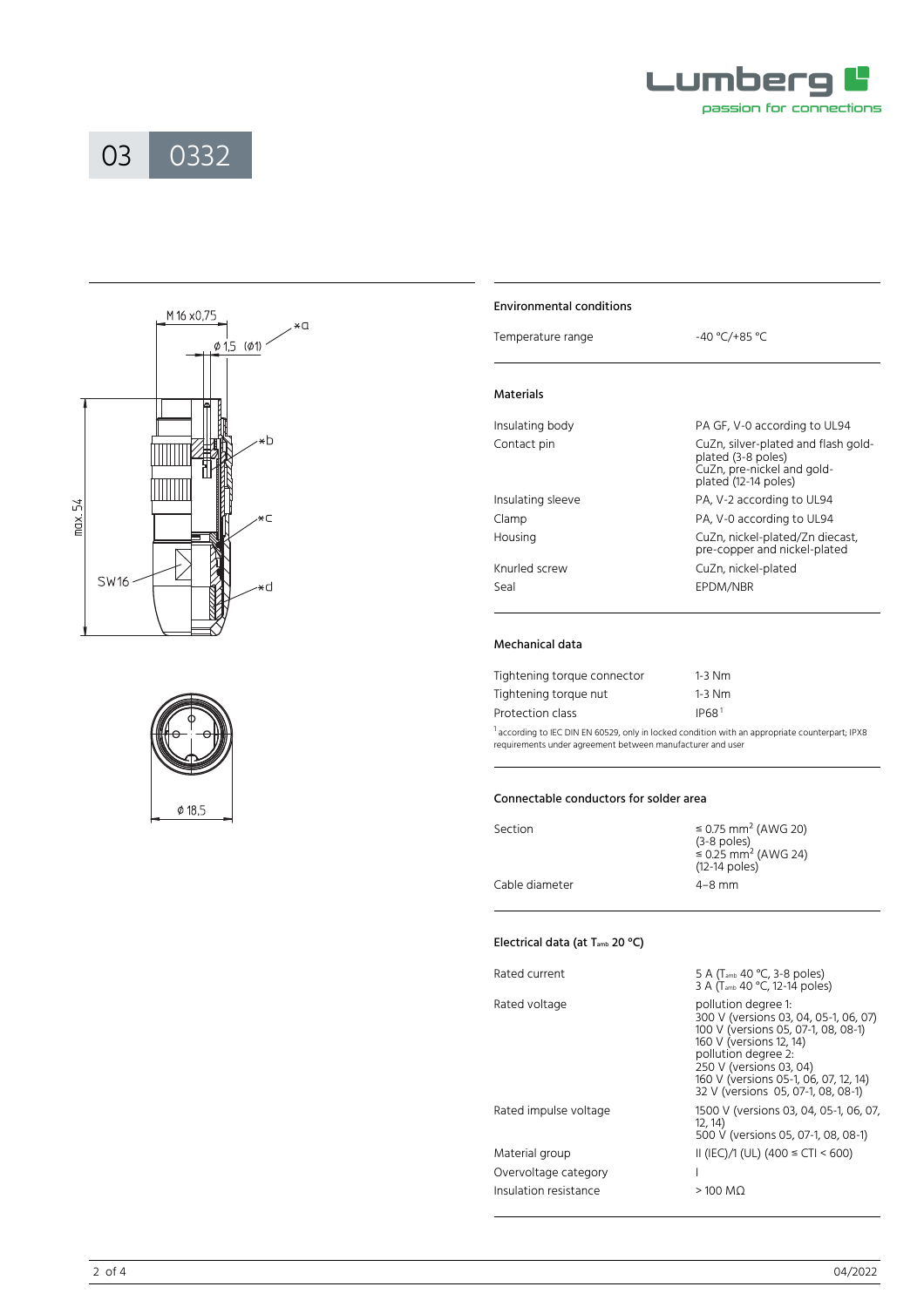# 03 0332

## Environmental conditions

| | |
|---|---|
| Temperature range | -40 °C/+85 °C |

## Materials

| | |
|---|---|
| Insulating body | PA GF, V-0 according to UL94 |
| Contact pin | CuZn, silver-plated and flash gold-plated (3-8 poles) CuZn, pre-nickel and gold-plated (12-14 poles) |
| Insulating sleeve | PA, V-2 according to UL94 |
| Clamp | PA, V-0 according to UL94 |
| Housing | CuZn, nickel-plated/Zn diecast, pre-copper and nickel-plated |
| Knurled screw | CuZn, nickel-plated |
| Seal | EPDM/NBR |

## Mechanical data

| | |
|---|---|
| Tightening torque connector | 1-3 Nm |
| Tightening torque nut | 1-3 Nm |
| Protection class | IP68 [1] |

[1] according to IEC DIN EN 60529, only in locked condition with an appropriate counterpart; IPX8 requirements under agreement between manufacturer and user

## Connectable conductors for solder area

| | |
|---|---|
| Section | ≤ 0.75 $mm^2$ (AWG 20) (3-8 poles) ≤ 0.25 $mm^2$ (AWG 24) (12-14 poles) |
| Cable diameter | 4–8 mm |

## Electrical data (at $T_{amb}$ 20 °C)

| | |
|---|---|
| Rated current | 5 A ($T_{amb}$ 40 °C, 3-8 poles) 3 A ($T_{amb}$ 40 °C, 12-14 poles) |
| Rated voltage | pollution degree 1: 300 V (versions 03, 04, 05-1, 06, 07) 100 V (versions 05, 07-1, 08, 08-1) 160 V (versions 12, 14) pollution degree 2: 250 V (versions 03, 04) 160 V (versions 05-1, 06, 07, 12, 14) 32 V (versions 05, 07-1, 08, 08-1) |
| Rated impulse voltage | 1500 V (versions 03, 04, 05-1, 06, 07, 12, 14) 500 V (versions 05, 07-1, 08, 08-1) |
| Material group | II (IEC)/1 (UL) (400 ≤ CTI < 600) |
| Overvoltage category | I |
| Insulation resistance | > 100 MΩ |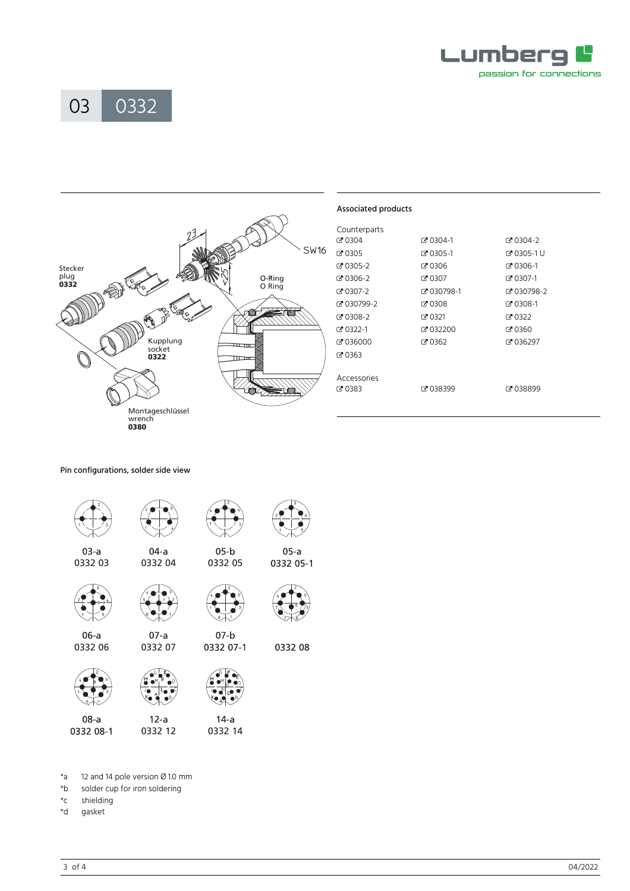# 03 0332

Stecker
plug
**0332**

Kupplung
socket
**0322**

Montageschlüssel
wrench
**0380**

O-Ring
O Ring

SW16

23

∅25

## Associated products

Counterparts

| | | |
|---|---|---|
| 0304 | 0304-1 | 0304-2 |
| 0305 | 0305-1 | 0305-1 U |
| 0305-2 | 0306 | 0306-1 |
| 0306-2 | 0307 | 0307-1 |
| 0307-2 | 030798-1 | 030798-2 |
| 030799-2 | 0308 | 0308-1 |
| 0308-2 | 0321 | 0322 |
| 0322-1 | 032200 | 0360 |
| 036000 | 0362 | 036297 |
| 0363 | | |

Accessories

| | | |
|---|---|---|
| 0383 | 038399 | 038899 |

## Pin configurations, solder side view

| | | | |
|---|---|---|---|
| 03-a<br>0332 03 | 04-a<br>0332 04 | 05-b<br>0332 05 | 05-a<br>0332 05-1 |
| 06-a<br>0332 06 | 07-a<br>0332 07 | 07-b<br>0332 07-1 | 0332 08 |
| 08-a<br>0332 08-1 | 12-a<br>0332 12 | 14-a<br>0332 14 | |

*a 12 and 14 pole version Ø 1.0 mm
*b solder cup for iron soldering
*c shielding
*d gasket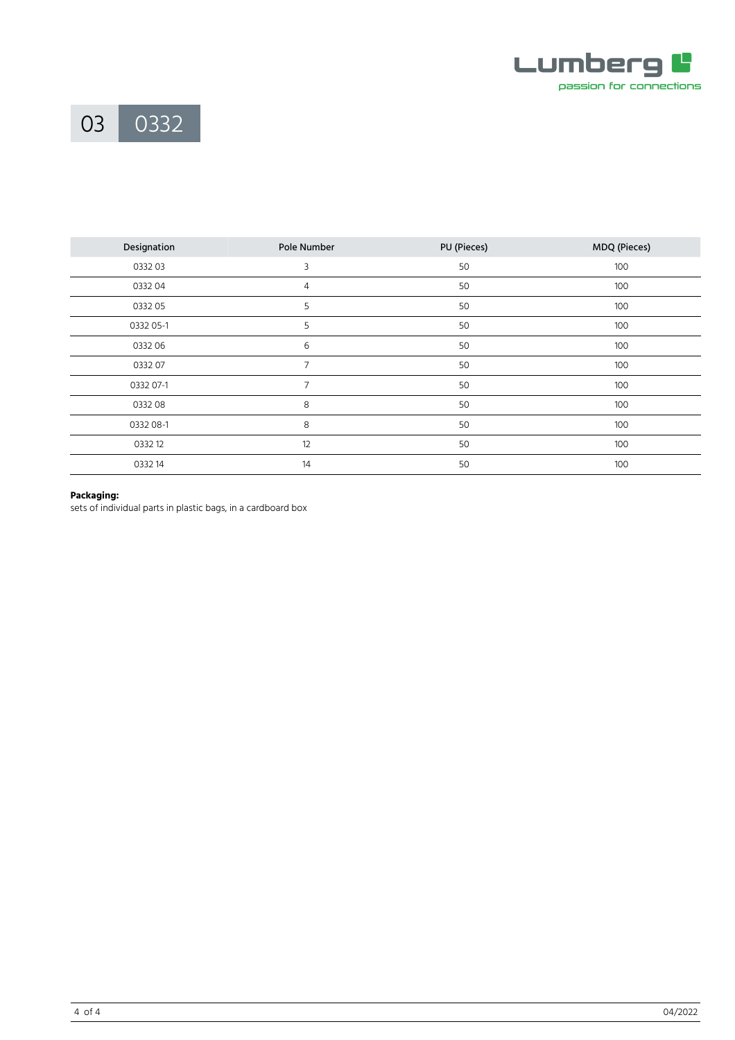# 03 0332

| Designation | Pole Number | PU (Pieces) | MDQ (Pieces) |
|---|---|---|---|
| 0332 03 | 3 | 50 | 100 |
| 0332 04 | 4 | 50 | 100 |
| 0332 05 | 5 | 50 | 100 |
| 0332 05-1 | 5 | 50 | 100 |
| 0332 06 | 6 | 50 | 100 |
| 0332 07 | 7 | 50 | 100 |
| 0332 07-1 | 7 | 50 | 100 |
| 0332 08 | 8 | 50 | 100 |
| 0332 08-1 | 8 | 50 | 100 |
| 0332 12 | 12 | 50 | 100 |
| 0332 14 | 14 | 50 | 100 |

**Packaging:**
sets of individual parts in plastic bags, in a cardboard box